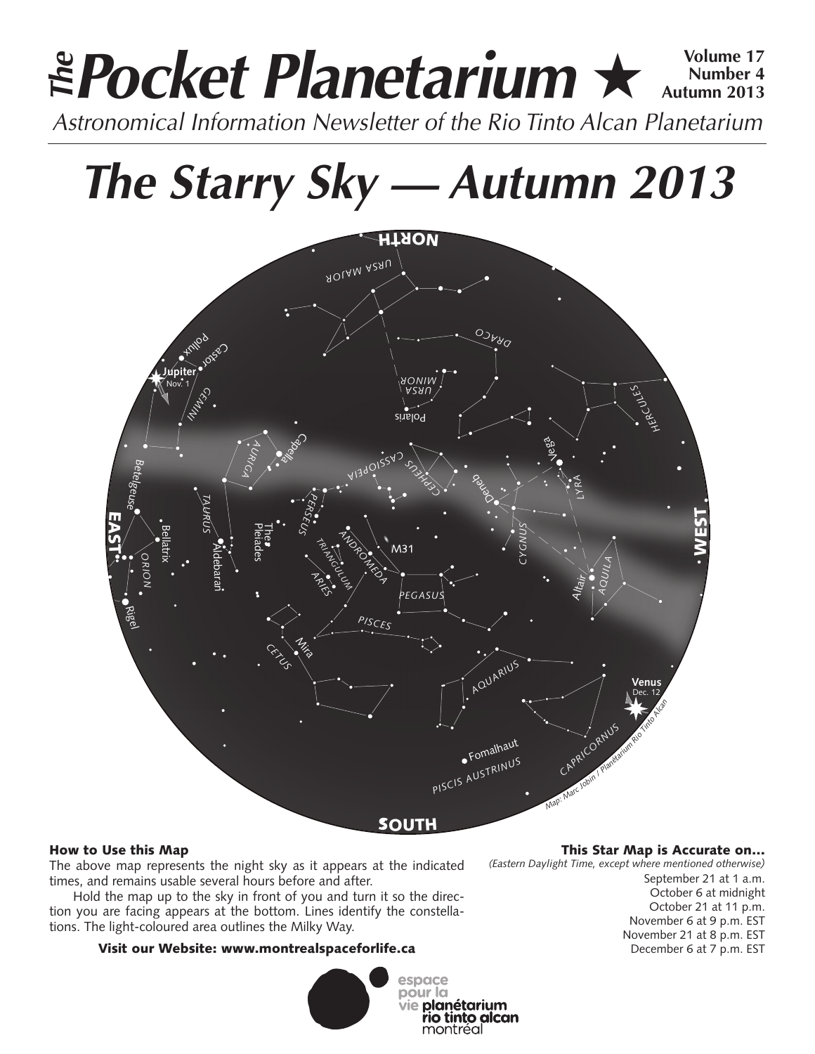# The Pocket Planetarium ★

Volume 17
Number 4
Autumn 2013

*Astronomical Information Newsletter of the Rio Tinto Alcan Planetarium*

# *The Starry Sky — Autumn 2013*

NORTH

URSA MAJOR, DRACO, URSA MINOR, Polaris, HERCULES, Vega, LYRA, Deneb, CYGNUS, CEPHEUS, CASSIOPEIA, Capella, AURIGA, Pollux, Castor, GEMINI, Jupiter Nov. 1, Betelgeuse, Bellatrix, ORION, Rigel, TAURUS, Aldebaran, The Pleiades, PERSEUS, ANDROMEDA, M31, TRIANGULUM, ARIES, PEGASUS, PISCES, Mira, CETUS, AQUARIUS, Altair, AQUILA, Venus Dec. 12, CAPRICORNUS, Fomalhaut, PISCIS AUSTRINUS

EAST WEST

SOUTH

*Map: Marc Jobin / Planétarium Rio Tinto Alcan*

### How to Use this Map

The above map represents the night sky as it appears at the indicated times, and remains usable several hours before and after.

Hold the map up to the sky in front of you and turn it so the direction you are facing appears at the bottom. Lines identify the constellations. The light-coloured area outlines the Milky Way.

**Visit our Website: www.montrealspaceforlife.ca**

### This Star Map is Accurate on…

*(Eastern Daylight Time, except where mentioned otherwise)*

September 21 at 1 a.m.
October 6 at midnight
October 21 at 11 p.m.
November 6 at 9 p.m. EST
November 21 at 8 p.m. EST
December 6 at 7 p.m. EST

espace pour la vie planétarium rio tinto alcan montréal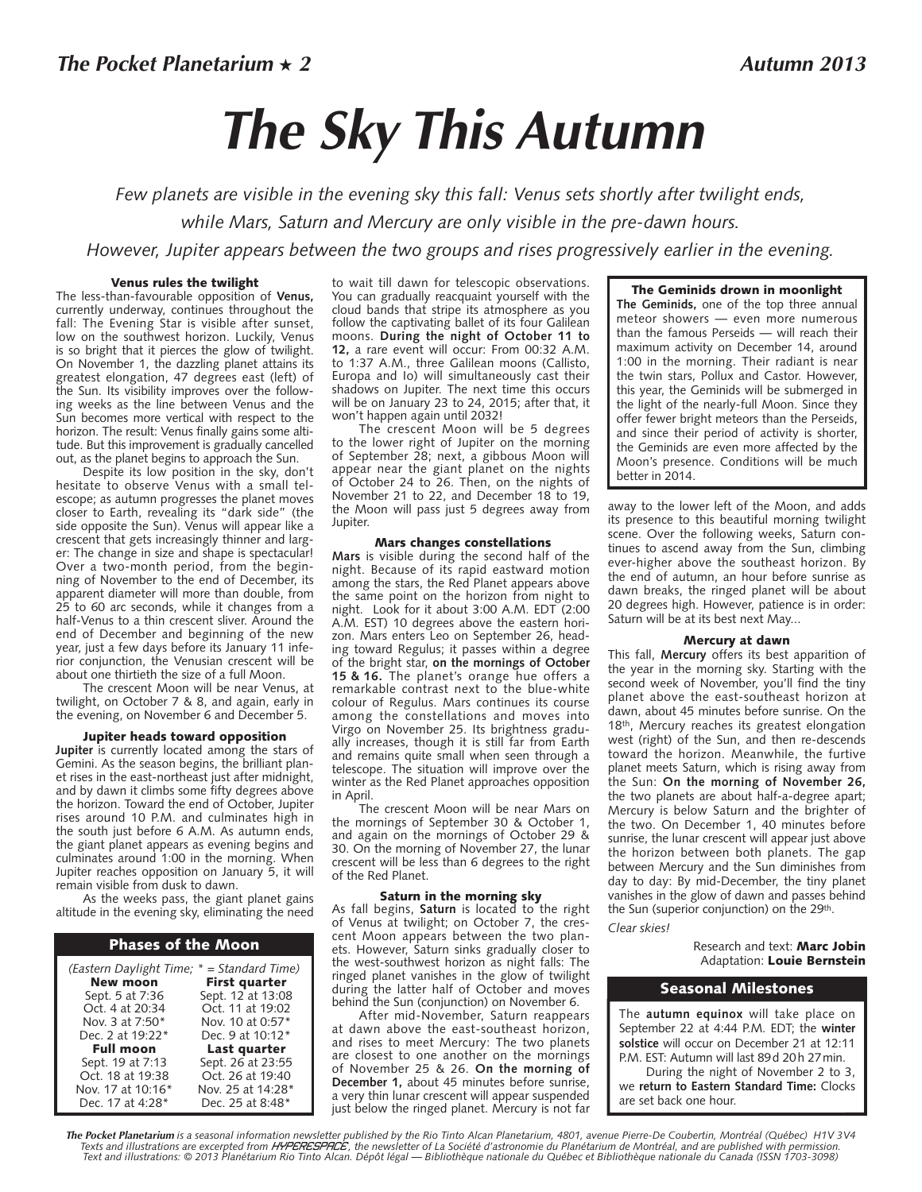// The Sky This Autumn

*Few planets are visible in the evening sky this fall: Venus sets shortly after twilight ends, while Mars, Saturn and Mercury are only visible in the pre-dawn hours. However, Jupiter appears between the two groups and rises progressively earlier in the evening.*

### Venus rules the twilight

The less-than-favourable opposition of **Venus,** currently underway, continues throughout the fall: The Evening Star is visible after sunset, low on the southwest horizon. Luckily, Venus is so bright that it pierces the glow of twilight. On November 1, the dazzling planet attains its greatest elongation, 47 degrees east (left) of the Sun. Its visibility improves over the following weeks as the line between Venus and the Sun becomes more vertical with respect to the horizon. The result: Venus finally gains some altitude. But this improvement is gradually cancelled out, as the planet begins to approach the Sun.

Despite its low position in the sky, don't hesitate to observe Venus with a small telescope; as autumn progresses the planet moves closer to Earth, revealing its "dark side" (the side opposite the Sun). Venus will appear like a crescent that gets increasingly thinner and larger: The change in size and shape is spectacular! Over a two-month period, from the beginning of November to the end of December, its apparent diameter will more than double, from 25 to 60 arc seconds, while it changes from a half-Venus to a thin crescent sliver. Around the end of December and beginning of the new year, just a few days before its January 11 inferior conjunction, the Venusian crescent will be about one thirtieth the size of a full Moon.

The crescent Moon will be near Venus, at twilight, on October 7 & 8, and again, early in the evening, on November 6 and December 5.

### Jupiter heads toward opposition

**Jupiter** is currently located among the stars of Gemini. As the season begins, the brilliant planet rises in the east-northeast just after midnight, and by dawn it climbs some fifty degrees above the horizon. Toward the end of October, Jupiter rises around 10 P.M. and culminates high in the south just before 6 A.M. As autumn ends, the giant planet appears as evening begins and culminates around 1:00 in the morning. When Jupiter reaches opposition on January 5, it will remain visible from dusk to dawn.

As the weeks pass, the giant planet gains altitude in the evening sky, eliminating the need to wait till dawn for telescopic observations. You can gradually reacquaint yourself with the cloud bands that stripe its atmosphere as you follow the captivating ballet of its four Galilean moons. **During the night of October 11 to 12,** a rare event will occur: From 00:32 A.M. to 1:37 A.M., three Galilean moons (Callisto, Europa and Io) will simultaneously cast their shadows on Jupiter. The next time this occurs will be on January 23 to 24, 2015; after that, it won't happen again until 2032!

The crescent Moon will be 5 degrees to the lower right of Jupiter on the morning of September 28; next, a gibbous Moon will appear near the giant planet on the nights of October 24 to 26. Then, on the nights of November 21 to 22, and December 18 to 19, the Moon will pass just 5 degrees away from Jupiter.

### Phases of the Moon

*(Eastern Daylight Time; * = Standard Time)*

| New moon | First quarter |
|---|---|
| Sept. 5 at 7:36 | Sept. 12 at 13:08 |
| Oct. 4 at 20:34 | Oct. 11 at 19:02 |
| Nov. 3 at 7:50* | Nov. 10 at 0:57* |
| Dec. 2 at 19:22* | Dec. 9 at 10:12* |
| **Full moon** | **Last quarter** |
| Sept. 19 at 7:13 | Sept. 26 at 23:55 |
| Oct. 18 at 19:38 | Oct. 26 at 19:40 |
| Nov. 17 at 10:16* | Nov. 25 at 14:28* |
| Dec. 17 at 4:28* | Dec. 25 at 8:48* |

### Mars changes constellations

**Mars** is visible during the second half of the night. Because of its rapid eastward motion among the stars, the Red Planet appears above the same point on the horizon from night to night. Look for it about 3:00 A.M. EDT (2:00 A.M. EST) 10 degrees above the eastern horizon. Mars enters Leo on September 26, heading toward Regulus; it passes within a degree of the bright star, **on the mornings of October 15 & 16.** The planet's orange hue offers a remarkable contrast next to the blue-white colour of Regulus. Mars continues its course among the constellations and moves into Virgo on November 25. Its brightness gradually increases, though it is still far from Earth and remains quite small when seen through a telescope. The situation will improve over the winter as the Red Planet approaches opposition in April.

The crescent Moon will be near Mars on the mornings of September 30 & October 1, and again on the mornings of October 29 & 30. On the morning of November 27, the lunar crescent will be less than 6 degrees to the right of the Red Planet.

### Saturn in the morning sky

As fall begins, **Saturn** is located to the right of Venus at twilight; on October 7, the crescent Moon appears between the two planets. However, Saturn sinks gradually closer to the west-southwest horizon as night falls: The ringed planet vanishes in the glow of twilight during the latter half of October and moves behind the Sun (conjunction) on November 6.

After mid-November, Saturn reappears at dawn above the east-southeast horizon, and rises to meet Mercury: The two planets are closest to one another on the mornings of November 25 & 26. **On the morning of December 1,** about 45 minutes before sunrise, a very thin lunar crescent will appear suspended just below the ringed planet. Mercury is not far away to the lower left of the Moon, and adds its presence to this beautiful morning twilight scene. Over the following weeks, Saturn continues to ascend away from the Sun, climbing ever-higher above the southeast horizon. By the end of autumn, an hour before sunrise as dawn breaks, the ringed planet will be about 20 degrees high. However, patience is in order: Saturn will be at its best next May...

### The Geminids drown in moonlight

**The Geminids,** one of the top three annual meteor showers — even more numerous than the famous Perseids — will reach their maximum activity on December 14, around 1:00 in the morning. Their radiant is near the twin stars, Pollux and Castor. However, this year, the Geminids will be submerged in the light of the nearly-full Moon. Since they offer fewer bright meteors than the Perseids, and since their period of activity is shorter, the Geminids are even more affected by the Moon's presence. Conditions will be much better in 2014.

### Mercury at dawn

This fall, **Mercury** offers its best apparition of the year in the morning sky. Starting with the second week of November, you'll find the tiny planet above the east-southeast horizon at dawn, about 45 minutes before sunrise. On the 18th, Mercury reaches its greatest elongation west (right) of the Sun, and then re-descends toward the horizon. Meanwhile, the furtive planet meets Saturn, which is rising away from the Sun: **On the morning of November 26,** the two planets are about half-a-degree apart; Mercury is below Saturn and the brighter of the two. On December 1, 40 minutes before sunrise, the lunar crescent will appear just above the horizon between both planets. The gap between Mercury and the Sun diminishes from day to day: By mid-December, the tiny planet vanishes in the glow of dawn and passes behind the Sun (superior conjunction) on the 29th.

*Clear skies!*

Research and text: **Marc Jobin**
Adaptation: **Louie Bernstein**

### Seasonal Milestones

The **autumn equinox** will take place on September 22 at 4:44 P.M. EDT; the **winter solstice** will occur on December 21 at 12:11 P.M. EST: Autumn will last 89 d 20 h 27 min.

During the night of November 2 to 3, we **return to Eastern Standard Time:** Clocks are set back one hour.

***The Pocket Planetarium*** *is a seasonal information newsletter published by the Rio Tinto Alcan Planetarium, 4801, avenue Pierre-De Coubertin, Montréal (Québec) H1V 3V4. Texts and illustrations are excerpted from HYPERESPACE, the newsletter of La Société d'astronomie du Planétarium de Montréal, and are published with permission. Text and illustrations: © 2013 Planétarium Rio Tinto Alcan. Dépôt légal — Bibliothèque nationale du Québec et Bibliothèque nationale du Canada (ISSN 1703-3098)*